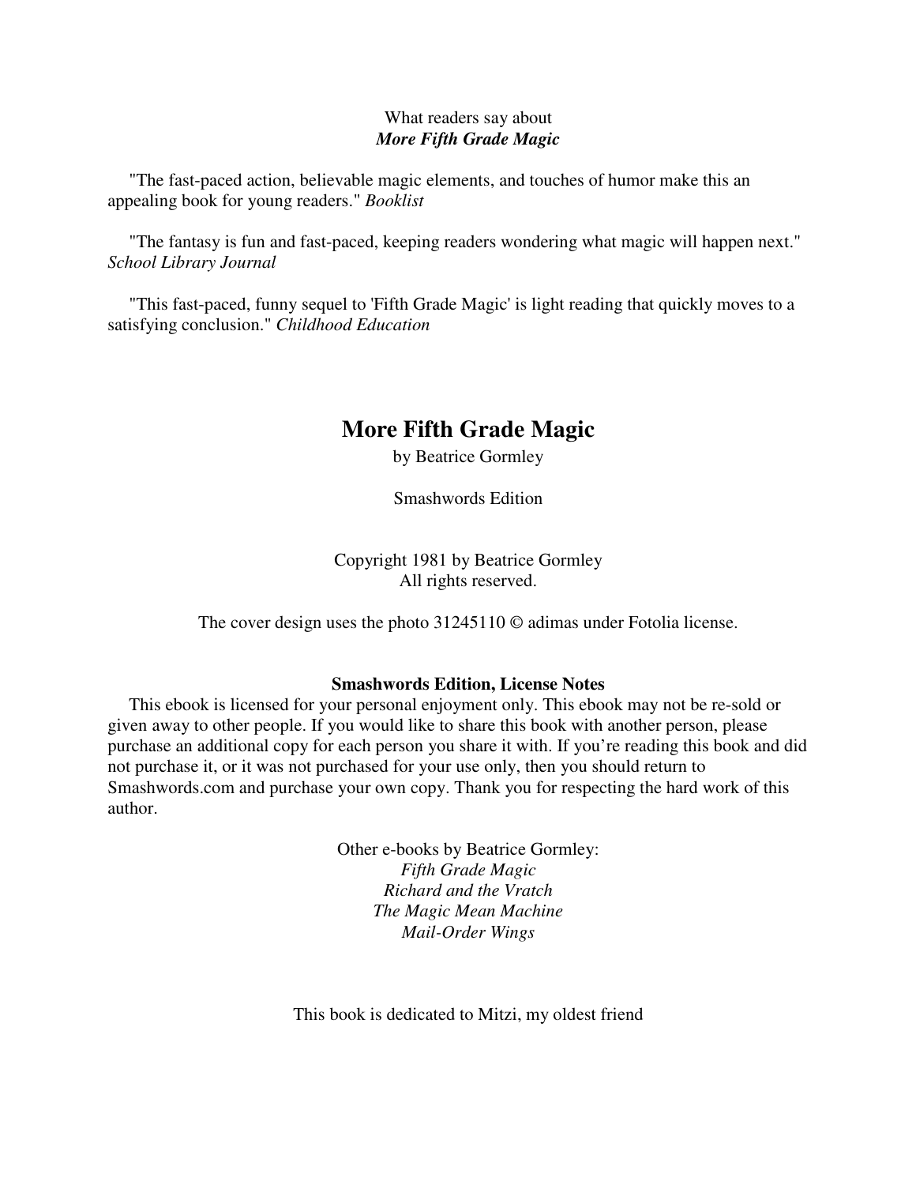What readers say about
***More Fifth Grade Magic***

"The fast-paced action, believable magic elements, and touches of humor make this an appealing book for young readers." *Booklist*

"The fantasy is fun and fast-paced, keeping readers wondering what magic will happen next." *School Library Journal*

"This fast-paced, funny sequel to 'Fifth Grade Magic' is light reading that quickly moves to a satisfying conclusion." *Childhood Education*

# More Fifth Grade Magic

by Beatrice Gormley

Smashwords Edition

Copyright 1981 by Beatrice Gormley
All rights reserved.

The cover design uses the photo 31245110 © adimas under Fotolia license.

**Smashwords Edition, License Notes**

This ebook is licensed for your personal enjoyment only. This ebook may not be re-sold or given away to other people. If you would like to share this book with another person, please purchase an additional copy for each person you share it with. If you're reading this book and did not purchase it, or it was not purchased for your use only, then you should return to Smashwords.com and purchase your own copy. Thank you for respecting the hard work of this author.

Other e-books by Beatrice Gormley:
*Fifth Grade Magic*
*Richard and the Vratch*
*The Magic Mean Machine*
*Mail-Order Wings*

This book is dedicated to Mitzi, my oldest friend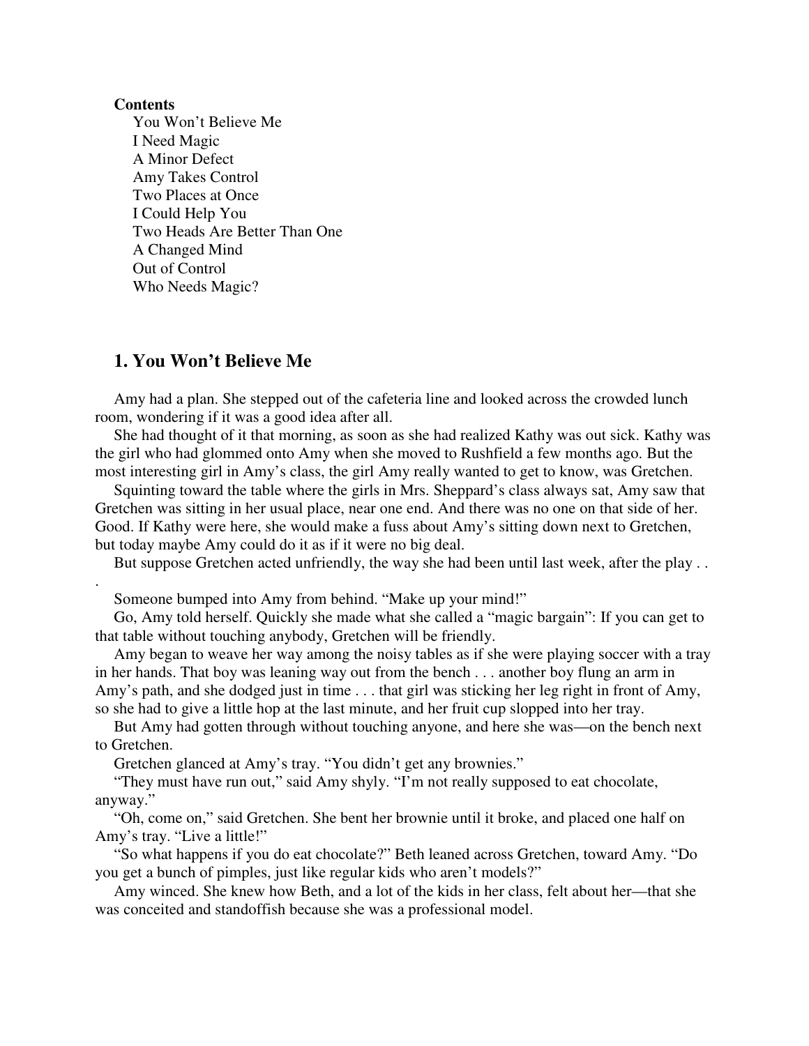**Contents**

- You Won't Believe Me
- I Need Magic
- A Minor Defect
- Amy Takes Control
- Two Places at Once
- I Could Help You
- Two Heads Are Better Than One
- A Changed Mind
- Out of Control
- Who Needs Magic?

## 1. You Won't Believe Me

Amy had a plan. She stepped out of the cafeteria line and looked across the crowded lunch room, wondering if it was a good idea after all.

She had thought of it that morning, as soon as she had realized Kathy was out sick. Kathy was the girl who had glommed onto Amy when she moved to Rushfield a few months ago. But the most interesting girl in Amy's class, the girl Amy really wanted to get to know, was Gretchen.

Squinting toward the table where the girls in Mrs. Sheppard's class always sat, Amy saw that Gretchen was sitting in her usual place, near one end. And there was no one on that side of her. Good. If Kathy were here, she would make a fuss about Amy's sitting down next to Gretchen, but today maybe Amy could do it as if it were no big deal.

But suppose Gretchen acted unfriendly, the way she had been until last week, after the play . . .

Someone bumped into Amy from behind. "Make up your mind!"

Go, Amy told herself. Quickly she made what she called a "magic bargain": If you can get to that table without touching anybody, Gretchen will be friendly.

Amy began to weave her way among the noisy tables as if she were playing soccer with a tray in her hands. That boy was leaning way out from the bench . . . another boy flung an arm in Amy's path, and she dodged just in time . . . that girl was sticking her leg right in front of Amy, so she had to give a little hop at the last minute, and her fruit cup slopped into her tray.

But Amy had gotten through without touching anyone, and here she was—on the bench next to Gretchen.

Gretchen glanced at Amy's tray. "You didn't get any brownies."

"They must have run out," said Amy shyly. "I'm not really supposed to eat chocolate, anyway."

"Oh, come on," said Gretchen. She bent her brownie until it broke, and placed one half on Amy's tray. "Live a little!"

"So what happens if you do eat chocolate?" Beth leaned across Gretchen, toward Amy. "Do you get a bunch of pimples, just like regular kids who aren't models?"

Amy winced. She knew how Beth, and a lot of the kids in her class, felt about her—that she was conceited and standoffish because she was a professional model.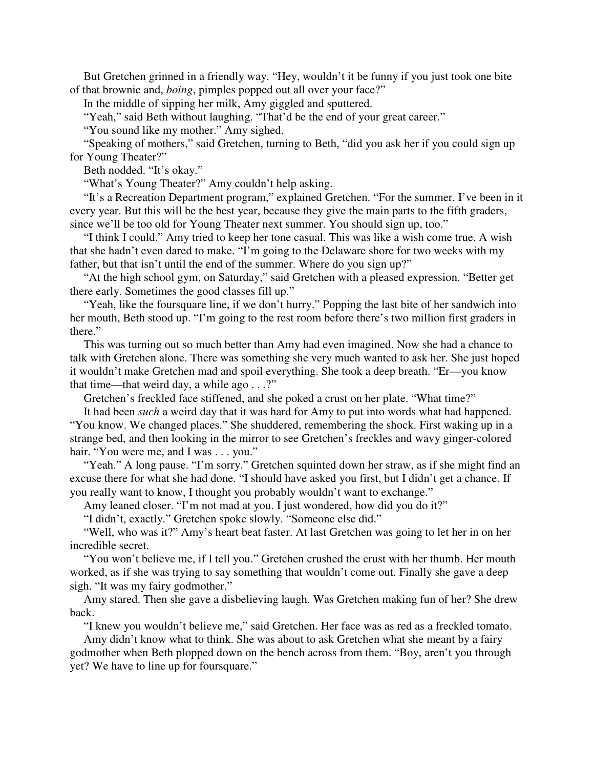But Gretchen grinned in a friendly way. "Hey, wouldn't it be funny if you just took one bite of that brownie and, *boing*, pimples popped out all over your face?"

In the middle of sipping her milk, Amy giggled and sputtered.

"Yeah," said Beth without laughing. "That'd be the end of your great career."

"You sound like my mother." Amy sighed.

"Speaking of mothers," said Gretchen, turning to Beth, "did you ask her if you could sign up for Young Theater?"

Beth nodded. "It's okay."

"What's Young Theater?" Amy couldn't help asking.

"It's a Recreation Department program," explained Gretchen. "For the summer. I've been in it every year. But this will be the best year, because they give the main parts to the fifth graders, since we'll be too old for Young Theater next summer. You should sign up, too."

"I think I could." Amy tried to keep her tone casual. This was like a wish come true. A wish that she hadn't even dared to make. "I'm going to the Delaware shore for two weeks with my father, but that isn't until the end of the summer. Where do you sign up?"

"At the high school gym, on Saturday," said Gretchen with a pleased expression. "Better get there early. Sometimes the good classes fill up."

"Yeah, like the foursquare line, if we don't hurry." Popping the last bite of her sandwich into her mouth, Beth stood up. "I'm going to the rest room before there's two million first graders in there."

This was turning out so much better than Amy had even imagined. Now she had a chance to talk with Gretchen alone. There was something she very much wanted to ask her. She just hoped it wouldn't make Gretchen mad and spoil everything. She took a deep breath. "Er—you know that time—that weird day, a while ago . . .?"

Gretchen's freckled face stiffened, and she poked a crust on her plate. "What time?"

It had been *such* a weird day that it was hard for Amy to put into words what had happened. "You know. We changed places." She shuddered, remembering the shock. First waking up in a strange bed, and then looking in the mirror to see Gretchen's freckles and wavy ginger-colored hair. "You were me, and I was . . . you."

"Yeah." A long pause. "I'm sorry." Gretchen squinted down her straw, as if she might find an excuse there for what she had done. "I should have asked you first, but I didn't get a chance. If you really want to know, I thought you probably wouldn't want to exchange."

Amy leaned closer. "I'm not mad at you. I just wondered, how did you do it?"

"I didn't, exactly." Gretchen spoke slowly. "Someone else did."

"Well, who was it?" Amy's heart beat faster. At last Gretchen was going to let her in on her incredible secret.

"You won't believe me, if I tell you." Gretchen crushed the crust with her thumb. Her mouth worked, as if she was trying to say something that wouldn't come out. Finally she gave a deep sigh. "It was my fairy godmother."

Amy stared. Then she gave a disbelieving laugh. Was Gretchen making fun of her? She drew back.

"I knew you wouldn't believe me," said Gretchen. Her face was as red as a freckled tomato.

Amy didn't know what to think. She was about to ask Gretchen what she meant by a fairy godmother when Beth plopped down on the bench across from them. "Boy, aren't you through yet? We have to line up for foursquare."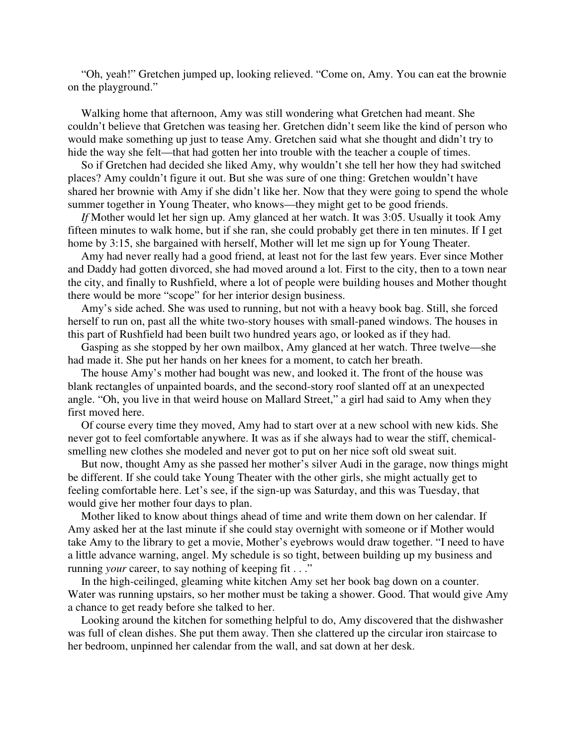"Oh, yeah!" Gretchen jumped up, looking relieved. "Come on, Amy. You can eat the brownie on the playground."

Walking home that afternoon, Amy was still wondering what Gretchen had meant. She couldn't believe that Gretchen was teasing her. Gretchen didn't seem like the kind of person who would make something up just to tease Amy. Gretchen said what she thought and didn't try to hide the way she felt—that had gotten her into trouble with the teacher a couple of times.

So if Gretchen had decided she liked Amy, why wouldn't she tell her how they had switched places? Amy couldn't figure it out. But she was sure of one thing: Gretchen wouldn't have shared her brownie with Amy if she didn't like her. Now that they were going to spend the whole summer together in Young Theater, who knows—they might get to be good friends.

*If* Mother would let her sign up. Amy glanced at her watch. It was 3:05. Usually it took Amy fifteen minutes to walk home, but if she ran, she could probably get there in ten minutes. If I get home by 3:15, she bargained with herself, Mother will let me sign up for Young Theater.

Amy had never really had a good friend, at least not for the last few years. Ever since Mother and Daddy had gotten divorced, she had moved around a lot. First to the city, then to a town near the city, and finally to Rushfield, where a lot of people were building houses and Mother thought there would be more "scope" for her interior design business.

Amy's side ached. She was used to running, but not with a heavy book bag. Still, she forced herself to run on, past all the white two-story houses with small-paned windows. The houses in this part of Rushfield had been built two hundred years ago, or looked as if they had.

Gasping as she stopped by her own mailbox, Amy glanced at her watch. Three twelve—she had made it. She put her hands on her knees for a moment, to catch her breath.

The house Amy's mother had bought was new, and looked it. The front of the house was blank rectangles of unpainted boards, and the second-story roof slanted off at an unexpected angle. "Oh, you live in that weird house on Mallard Street," a girl had said to Amy when they first moved here.

Of course every time they moved, Amy had to start over at a new school with new kids. She never got to feel comfortable anywhere. It was as if she always had to wear the stiff, chemical-smelling new clothes she modeled and never got to put on her nice soft old sweat suit.

But now, thought Amy as she passed her mother's silver Audi in the garage, now things might be different. If she could take Young Theater with the other girls, she might actually get to feeling comfortable here. Let's see, if the sign-up was Saturday, and this was Tuesday, that would give her mother four days to plan.

Mother liked to know about things ahead of time and write them down on her calendar. If Amy asked her at the last minute if she could stay overnight with someone or if Mother would take Amy to the library to get a movie, Mother's eyebrows would draw together. "I need to have a little advance warning, angel. My schedule is so tight, between building up my business and running *your* career, to say nothing of keeping fit . . ."

In the high-ceilinged, gleaming white kitchen Amy set her book bag down on a counter. Water was running upstairs, so her mother must be taking a shower. Good. That would give Amy a chance to get ready before she talked to her.

Looking around the kitchen for something helpful to do, Amy discovered that the dishwasher was full of clean dishes. She put them away. Then she clattered up the circular iron staircase to her bedroom, unpinned her calendar from the wall, and sat down at her desk.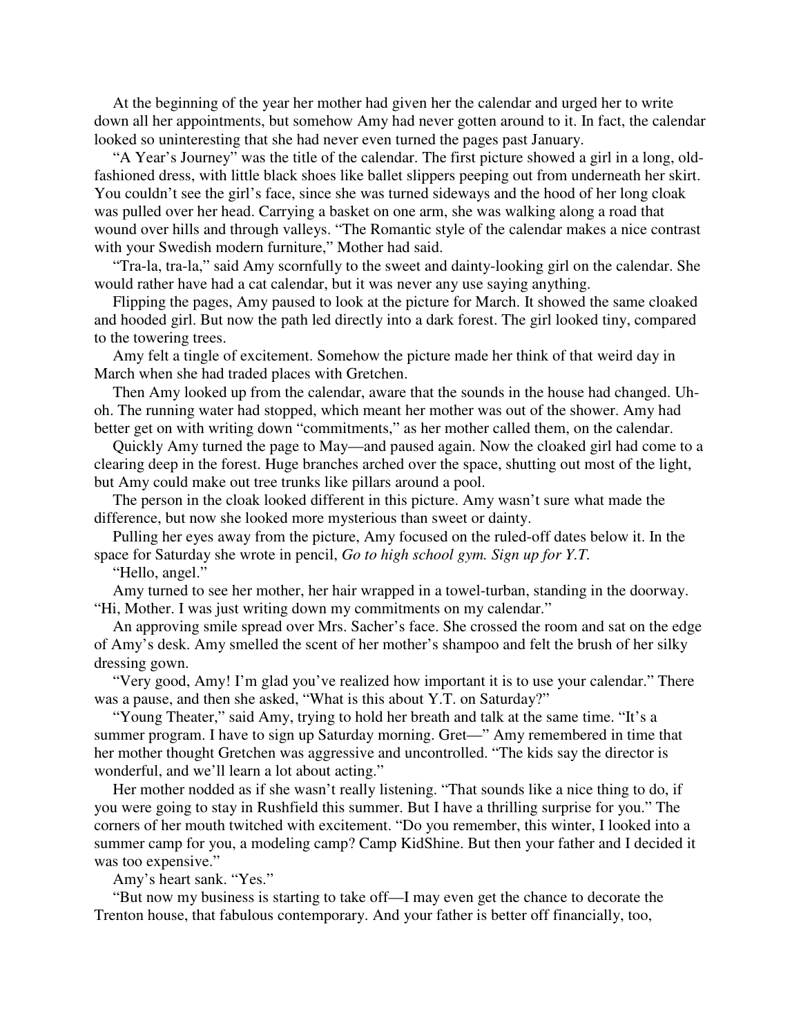At the beginning of the year her mother had given her the calendar and urged her to write down all her appointments, but somehow Amy had never gotten around to it. In fact, the calendar looked so uninteresting that she had never even turned the pages past January.

"A Year's Journey" was the title of the calendar. The first picture showed a girl in a long, old-fashioned dress, with little black shoes like ballet slippers peeping out from underneath her skirt. You couldn't see the girl's face, since she was turned sideways and the hood of her long cloak was pulled over her head. Carrying a basket on one arm, she was walking along a road that wound over hills and through valleys. "The Romantic style of the calendar makes a nice contrast with your Swedish modern furniture," Mother had said.

"Tra-la, tra-la," said Amy scornfully to the sweet and dainty-looking girl on the calendar. She would rather have had a cat calendar, but it was never any use saying anything.

Flipping the pages, Amy paused to look at the picture for March. It showed the same cloaked and hooded girl. But now the path led directly into a dark forest. The girl looked tiny, compared to the towering trees.

Amy felt a tingle of excitement. Somehow the picture made her think of that weird day in March when she had traded places with Gretchen.

Then Amy looked up from the calendar, aware that the sounds in the house had changed. Uh-oh. The running water had stopped, which meant her mother was out of the shower. Amy had better get on with writing down "commitments," as her mother called them, on the calendar.

Quickly Amy turned the page to May—and paused again. Now the cloaked girl had come to a clearing deep in the forest. Huge branches arched over the space, shutting out most of the light, but Amy could make out tree trunks like pillars around a pool.

The person in the cloak looked different in this picture. Amy wasn't sure what made the difference, but now she looked more mysterious than sweet or dainty.

Pulling her eyes away from the picture, Amy focused on the ruled-off dates below it. In the space for Saturday she wrote in pencil, *Go to high school gym. Sign up for Y.T.*

"Hello, angel."

Amy turned to see her mother, her hair wrapped in a towel-turban, standing in the doorway. "Hi, Mother. I was just writing down my commitments on my calendar."

An approving smile spread over Mrs. Sacher's face. She crossed the room and sat on the edge of Amy's desk. Amy smelled the scent of her mother's shampoo and felt the brush of her silky dressing gown.

"Very good, Amy! I'm glad you've realized how important it is to use your calendar." There was a pause, and then she asked, "What is this about Y.T. on Saturday?"

"Young Theater," said Amy, trying to hold her breath and talk at the same time. "It's a summer program. I have to sign up Saturday morning. Gret—" Amy remembered in time that her mother thought Gretchen was aggressive and uncontrolled. "The kids say the director is wonderful, and we'll learn a lot about acting."

Her mother nodded as if she wasn't really listening. "That sounds like a nice thing to do, if you were going to stay in Rushfield this summer. But I have a thrilling surprise for you." The corners of her mouth twitched with excitement. "Do you remember, this winter, I looked into a summer camp for you, a modeling camp? Camp KidShine. But then your father and I decided it was too expensive."

Amy's heart sank. "Yes."

"But now my business is starting to take off—I may even get the chance to decorate the Trenton house, that fabulous contemporary. And your father is better off financially, too,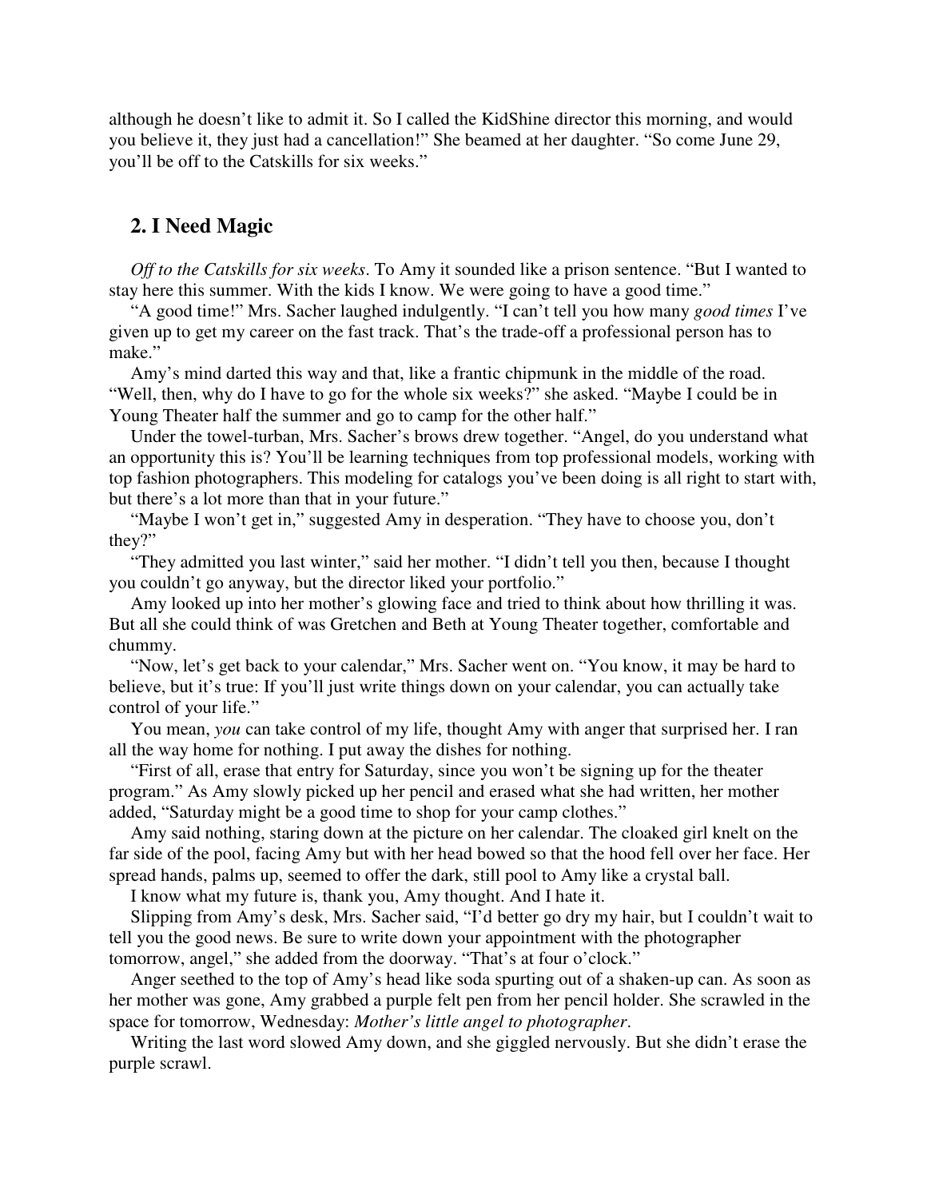although he doesn't like to admit it. So I called the KidShine director this morning, and would you believe it, they just had a cancellation!" She beamed at her daughter. "So come June 29, you'll be off to the Catskills for six weeks."

## 2. I Need Magic

*Off to the Catskills for six weeks*. To Amy it sounded like a prison sentence. "But I wanted to stay here this summer. With the kids I know. We were going to have a good time."

"A good time!" Mrs. Sacher laughed indulgently. "I can't tell you how many *good times* I've given up to get my career on the fast track. That's the trade-off a professional person has to make."

Amy's mind darted this way and that, like a frantic chipmunk in the middle of the road. "Well, then, why do I have to go for the whole six weeks?" she asked. "Maybe I could be in Young Theater half the summer and go to camp for the other half."

Under the towel-turban, Mrs. Sacher's brows drew together. "Angel, do you understand what an opportunity this is? You'll be learning techniques from top professional models, working with top fashion photographers. This modeling for catalogs you've been doing is all right to start with, but there's a lot more than that in your future."

"Maybe I won't get in," suggested Amy in desperation. "They have to choose you, don't they?"

"They admitted you last winter," said her mother. "I didn't tell you then, because I thought you couldn't go anyway, but the director liked your portfolio."

Amy looked up into her mother's glowing face and tried to think about how thrilling it was. But all she could think of was Gretchen and Beth at Young Theater together, comfortable and chummy.

"Now, let's get back to your calendar," Mrs. Sacher went on. "You know, it may be hard to believe, but it's true: If you'll just write things down on your calendar, you can actually take control of your life."

You mean, *you* can take control of my life, thought Amy with anger that surprised her. I ran all the way home for nothing. I put away the dishes for nothing.

"First of all, erase that entry for Saturday, since you won't be signing up for the theater program." As Amy slowly picked up her pencil and erased what she had written, her mother added, "Saturday might be a good time to shop for your camp clothes."

Amy said nothing, staring down at the picture on her calendar. The cloaked girl knelt on the far side of the pool, facing Amy but with her head bowed so that the hood fell over her face. Her spread hands, palms up, seemed to offer the dark, still pool to Amy like a crystal ball.

I know what my future is, thank you, Amy thought. And I hate it.

Slipping from Amy's desk, Mrs. Sacher said, "I'd better go dry my hair, but I couldn't wait to tell you the good news. Be sure to write down your appointment with the photographer tomorrow, angel," she added from the doorway. "That's at four o'clock."

Anger seethed to the top of Amy's head like soda spurting out of a shaken-up can. As soon as her mother was gone, Amy grabbed a purple felt pen from her pencil holder. She scrawled in the space for tomorrow, Wednesday: *Mother's little angel to photographer*.

Writing the last word slowed Amy down, and she giggled nervously. But she didn't erase the purple scrawl.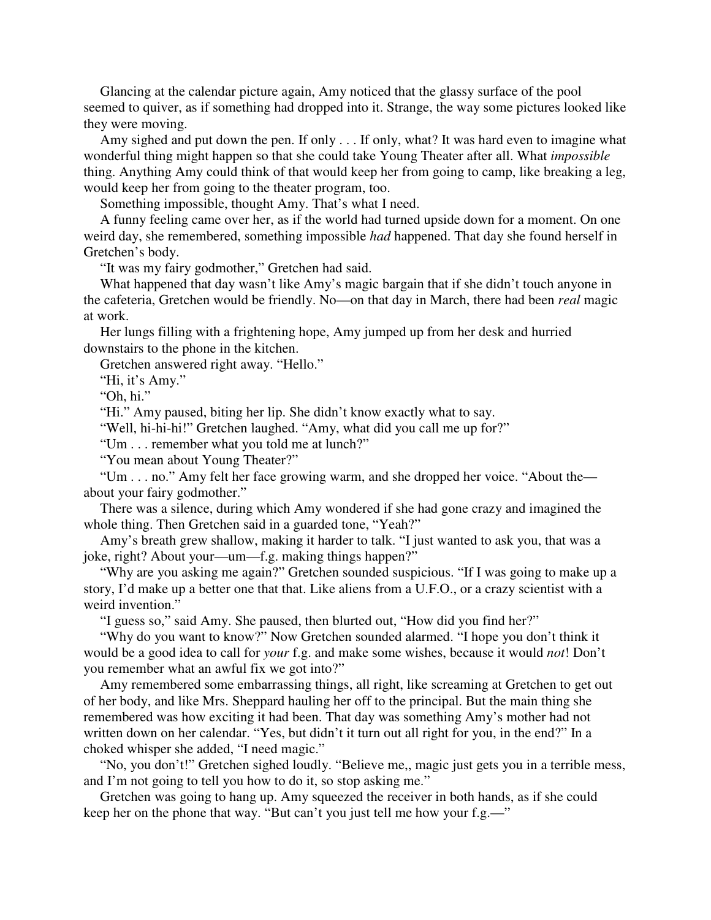Glancing at the calendar picture again, Amy noticed that the glassy surface of the pool seemed to quiver, as if something had dropped into it. Strange, the way some pictures looked like they were moving.

Amy sighed and put down the pen. If only . . . If only, what? It was hard even to imagine what wonderful thing might happen so that she could take Young Theater after all. What *impossible* thing. Anything Amy could think of that would keep her from going to camp, like breaking a leg, would keep her from going to the theater program, too.

Something impossible, thought Amy. That's what I need.

A funny feeling came over her, as if the world had turned upside down for a moment. On one weird day, she remembered, something impossible *had* happened. That day she found herself in Gretchen's body.

"It was my fairy godmother," Gretchen had said.

What happened that day wasn't like Amy's magic bargain that if she didn't touch anyone in the cafeteria, Gretchen would be friendly. No—on that day in March, there had been *real* magic at work.

Her lungs filling with a frightening hope, Amy jumped up from her desk and hurried downstairs to the phone in the kitchen.

Gretchen answered right away. "Hello."

"Hi, it's Amy."

"Oh, hi."

"Hi." Amy paused, biting her lip. She didn't know exactly what to say.

"Well, hi-hi-hi!" Gretchen laughed. "Amy, what did you call me up for?"

"Um . . . remember what you told me at lunch?"

"You mean about Young Theater?"

"Um . . . no." Amy felt her face growing warm, and she dropped her voice. "About the—about your fairy godmother."

There was a silence, during which Amy wondered if she had gone crazy and imagined the whole thing. Then Gretchen said in a guarded tone, "Yeah?"

Amy's breath grew shallow, making it harder to talk. "I just wanted to ask you, that was a joke, right? About your—um—f.g. making things happen?"

"Why are you asking me again?" Gretchen sounded suspicious. "If I was going to make up a story, I'd make up a better one that that. Like aliens from a U.F.O., or a crazy scientist with a weird invention."

"I guess so," said Amy. She paused, then blurted out, "How did you find her?"

"Why do you want to know?" Now Gretchen sounded alarmed. "I hope you don't think it would be a good idea to call for *your* f.g. and make some wishes, because it would *not*! Don't you remember what an awful fix we got into?"

Amy remembered some embarrassing things, all right, like screaming at Gretchen to get out of her body, and like Mrs. Sheppard hauling her off to the principal. But the main thing she remembered was how exciting it had been. That day was something Amy's mother had not written down on her calendar. "Yes, but didn't it turn out all right for you, in the end?" In a choked whisper she added, "I need magic."

"No, you don't!" Gretchen sighed loudly. "Believe me,, magic just gets you in a terrible mess, and I'm not going to tell you how to do it, so stop asking me."

Gretchen was going to hang up. Amy squeezed the receiver in both hands, as if she could keep her on the phone that way. "But can't you just tell me how your f.g.—"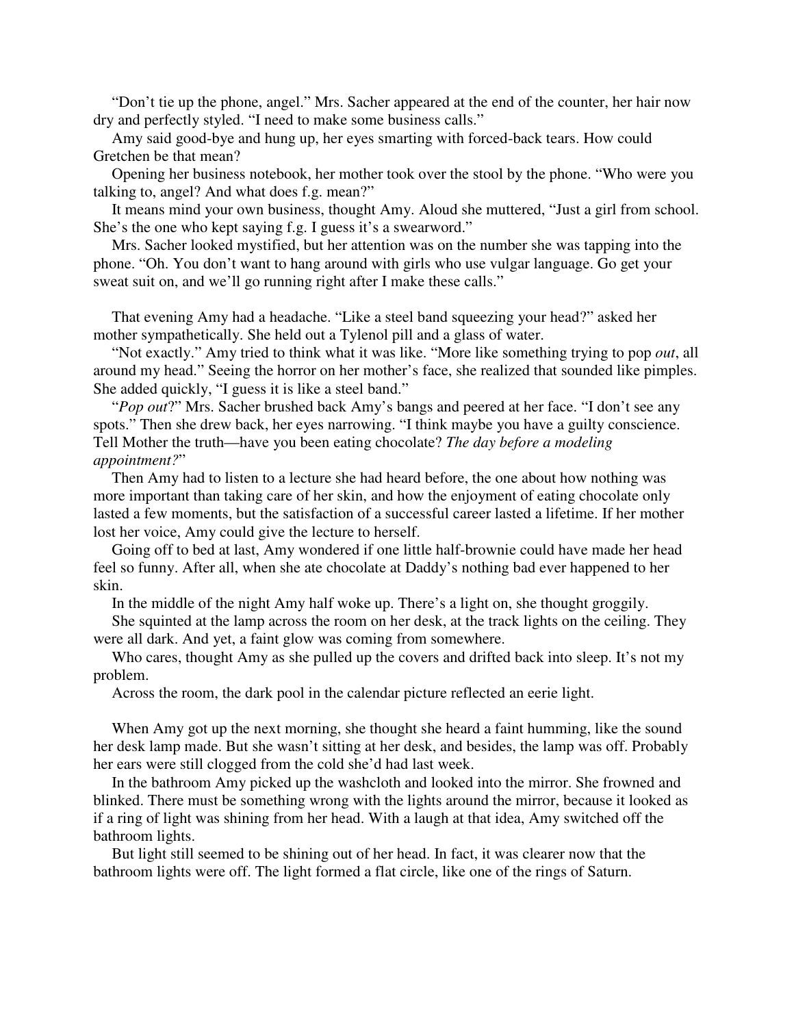"Don't tie up the phone, angel." Mrs. Sacher appeared at the end of the counter, her hair now dry and perfectly styled. "I need to make some business calls."

Amy said good-bye and hung up, her eyes smarting with forced-back tears. How could Gretchen be that mean?

Opening her business notebook, her mother took over the stool by the phone. "Who were you talking to, angel? And what does f.g. mean?"

It means mind your own business, thought Amy. Aloud she muttered, "Just a girl from school. She's the one who kept saying f.g. I guess it's a swearword."

Mrs. Sacher looked mystified, but her attention was on the number she was tapping into the phone. "Oh. You don't want to hang around with girls who use vulgar language. Go get your sweat suit on, and we'll go running right after I make these calls."

That evening Amy had a headache. "Like a steel band squeezing your head?" asked her mother sympathetically. She held out a Tylenol pill and a glass of water.

"Not exactly." Amy tried to think what it was like. "More like something trying to pop *out*, all around my head." Seeing the horror on her mother's face, she realized that sounded like pimples. She added quickly, "I guess it is like a steel band."

"*Pop out*?" Mrs. Sacher brushed back Amy's bangs and peered at her face. "I don't see any spots." Then she drew back, her eyes narrowing. "I think maybe you have a guilty conscience. Tell Mother the truth—have you been eating chocolate? *The day before a modeling appointment?*"

Then Amy had to listen to a lecture she had heard before, the one about how nothing was more important than taking care of her skin, and how the enjoyment of eating chocolate only lasted a few moments, but the satisfaction of a successful career lasted a lifetime. If her mother lost her voice, Amy could give the lecture to herself.

Going off to bed at last, Amy wondered if one little half-brownie could have made her head feel so funny. After all, when she ate chocolate at Daddy's nothing bad ever happened to her skin.

In the middle of the night Amy half woke up. There's a light on, she thought groggily.

She squinted at the lamp across the room on her desk, at the track lights on the ceiling. They were all dark. And yet, a faint glow was coming from somewhere.

Who cares, thought Amy as she pulled up the covers and drifted back into sleep. It's not my problem.

Across the room, the dark pool in the calendar picture reflected an eerie light.

When Amy got up the next morning, she thought she heard a faint humming, like the sound her desk lamp made. But she wasn't sitting at her desk, and besides, the lamp was off. Probably her ears were still clogged from the cold she'd had last week.

In the bathroom Amy picked up the washcloth and looked into the mirror. She frowned and blinked. There must be something wrong with the lights around the mirror, because it looked as if a ring of light was shining from her head. With a laugh at that idea, Amy switched off the bathroom lights.

But light still seemed to be shining out of her head. In fact, it was clearer now that the bathroom lights were off. The light formed a flat circle, like one of the rings of Saturn.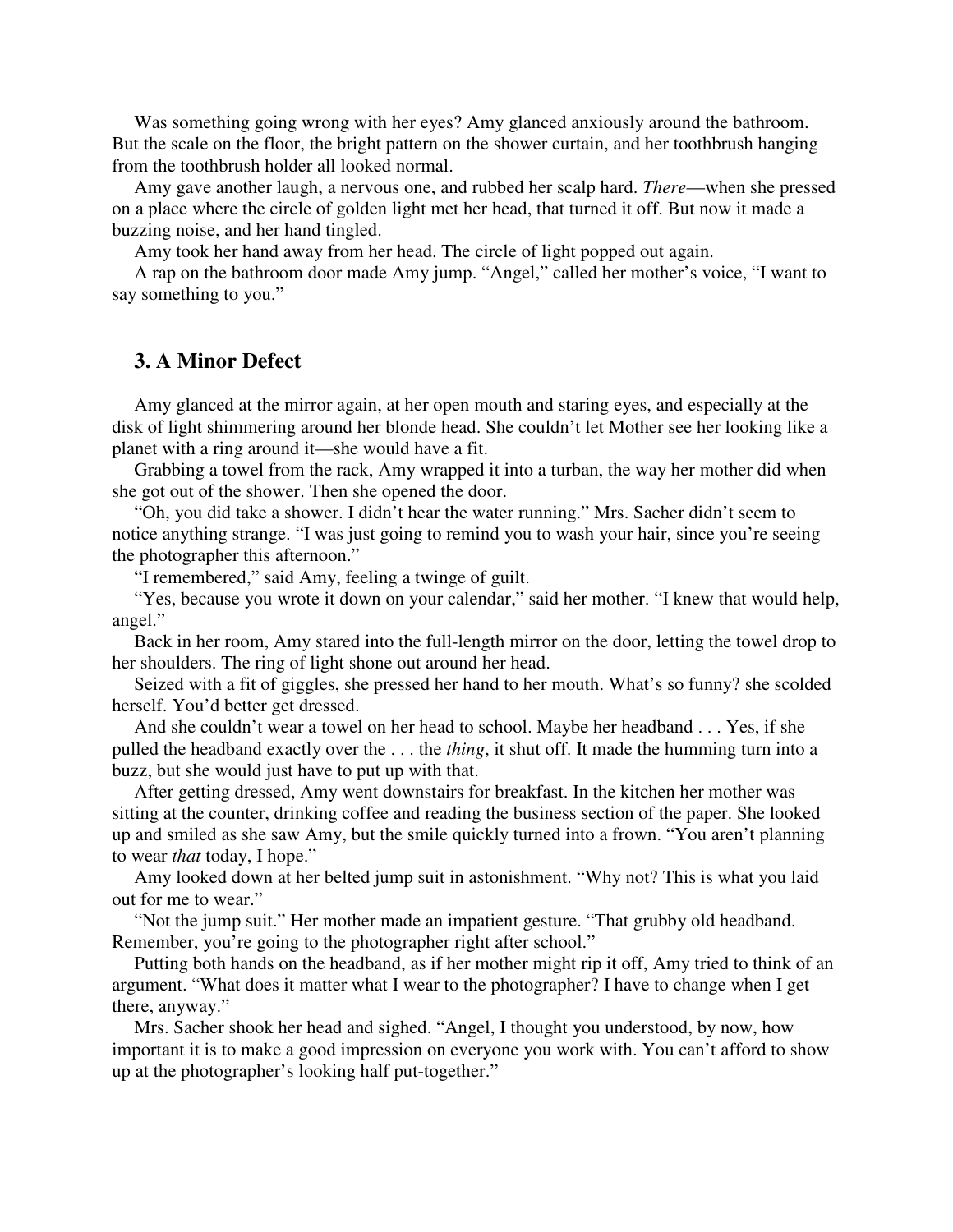Was something going wrong with her eyes? Amy glanced anxiously around the bathroom. But the scale on the floor, the bright pattern on the shower curtain, and her toothbrush hanging from the toothbrush holder all looked normal.

Amy gave another laugh, a nervous one, and rubbed her scalp hard. *There*—when she pressed on a place where the circle of golden light met her head, that turned it off. But now it made a buzzing noise, and her hand tingled.

Amy took her hand away from her head. The circle of light popped out again.

A rap on the bathroom door made Amy jump. "Angel," called her mother's voice, "I want to say something to you."

## 3. A Minor Defect

Amy glanced at the mirror again, at her open mouth and staring eyes, and especially at the disk of light shimmering around her blonde head. She couldn't let Mother see her looking like a planet with a ring around it—she would have a fit.

Grabbing a towel from the rack, Amy wrapped it into a turban, the way her mother did when she got out of the shower. Then she opened the door.

"Oh, you did take a shower. I didn't hear the water running." Mrs. Sacher didn't seem to notice anything strange. "I was just going to remind you to wash your hair, since you're seeing the photographer this afternoon."

"I remembered," said Amy, feeling a twinge of guilt.

"Yes, because you wrote it down on your calendar," said her mother. "I knew that would help, angel."

Back in her room, Amy stared into the full-length mirror on the door, letting the towel drop to her shoulders. The ring of light shone out around her head.

Seized with a fit of giggles, she pressed her hand to her mouth. What's so funny? she scolded herself. You'd better get dressed.

And she couldn't wear a towel on her head to school. Maybe her headband . . . Yes, if she pulled the headband exactly over the . . . the *thing*, it shut off. It made the humming turn into a buzz, but she would just have to put up with that.

After getting dressed, Amy went downstairs for breakfast. In the kitchen her mother was sitting at the counter, drinking coffee and reading the business section of the paper. She looked up and smiled as she saw Amy, but the smile quickly turned into a frown. "You aren't planning to wear *that* today, I hope."

Amy looked down at her belted jump suit in astonishment. "Why not? This is what you laid out for me to wear."

"Not the jump suit." Her mother made an impatient gesture. "That grubby old headband. Remember, you're going to the photographer right after school."

Putting both hands on the headband, as if her mother might rip it off, Amy tried to think of an argument. "What does it matter what I wear to the photographer? I have to change when I get there, anyway."

Mrs. Sacher shook her head and sighed. "Angel, I thought you understood, by now, how important it is to make a good impression on everyone you work with. You can't afford to show up at the photographer's looking half put-together."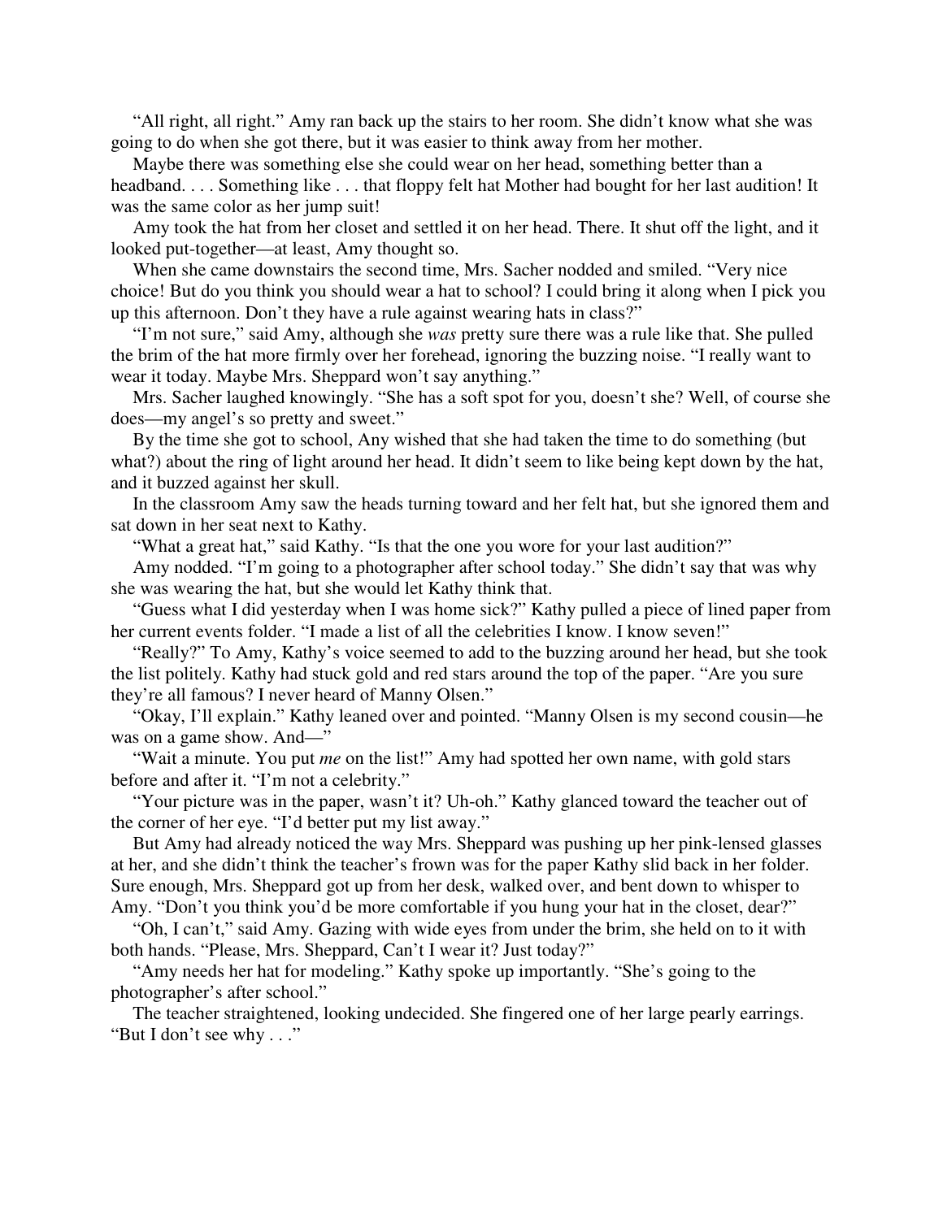"All right, all right." Amy ran back up the stairs to her room. She didn't know what she was going to do when she got there, but it was easier to think away from her mother.

Maybe there was something else she could wear on her head, something better than a headband. . . . Something like . . . that floppy felt hat Mother had bought for her last audition! It was the same color as her jump suit!

Amy took the hat from her closet and settled it on her head. There. It shut off the light, and it looked put-together—at least, Amy thought so.

When she came downstairs the second time, Mrs. Sacher nodded and smiled. "Very nice choice! But do you think you should wear a hat to school? I could bring it along when I pick you up this afternoon. Don't they have a rule against wearing hats in class?"

"I'm not sure," said Amy, although she *was* pretty sure there was a rule like that. She pulled the brim of the hat more firmly over her forehead, ignoring the buzzing noise. "I really want to wear it today. Maybe Mrs. Sheppard won't say anything."

Mrs. Sacher laughed knowingly. "She has a soft spot for you, doesn't she? Well, of course she does—my angel's so pretty and sweet."

By the time she got to school, Any wished that she had taken the time to do something (but what?) about the ring of light around her head. It didn't seem to like being kept down by the hat, and it buzzed against her skull.

In the classroom Amy saw the heads turning toward and her felt hat, but she ignored them and sat down in her seat next to Kathy.

"What a great hat," said Kathy. "Is that the one you wore for your last audition?"

Amy nodded. "I'm going to a photographer after school today." She didn't say that was why she was wearing the hat, but she would let Kathy think that.

"Guess what I did yesterday when I was home sick?" Kathy pulled a piece of lined paper from her current events folder. "I made a list of all the celebrities I know. I know seven!"

"Really?" To Amy, Kathy's voice seemed to add to the buzzing around her head, but she took the list politely. Kathy had stuck gold and red stars around the top of the paper. "Are you sure they're all famous? I never heard of Manny Olsen."

"Okay, I'll explain." Kathy leaned over and pointed. "Manny Olsen is my second cousin—he was on a game show. And—"

"Wait a minute. You put *me* on the list!" Amy had spotted her own name, with gold stars before and after it. "I'm not a celebrity."

"Your picture was in the paper, wasn't it? Uh-oh." Kathy glanced toward the teacher out of the corner of her eye. "I'd better put my list away."

But Amy had already noticed the way Mrs. Sheppard was pushing up her pink-lensed glasses at her, and she didn't think the teacher's frown was for the paper Kathy slid back in her folder. Sure enough, Mrs. Sheppard got up from her desk, walked over, and bent down to whisper to Amy. "Don't you think you'd be more comfortable if you hung your hat in the closet, dear?"

"Oh, I can't," said Amy. Gazing with wide eyes from under the brim, she held on to it with both hands. "Please, Mrs. Sheppard, Can't I wear it? Just today?"

"Amy needs her hat for modeling." Kathy spoke up importantly. "She's going to the photographer's after school."

The teacher straightened, looking undecided. She fingered one of her large pearly earrings. "But I don't see why . . ."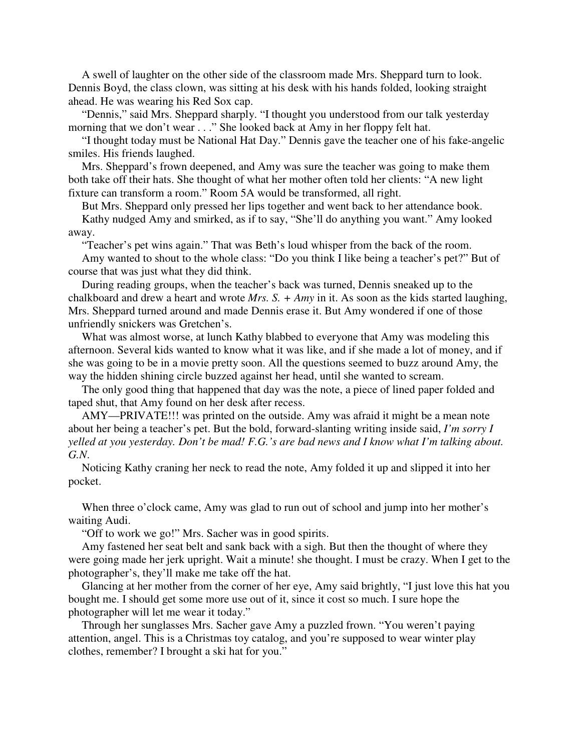A swell of laughter on the other side of the classroom made Mrs. Sheppard turn to look. Dennis Boyd, the class clown, was sitting at his desk with his hands folded, looking straight ahead. He was wearing his Red Sox cap.

"Dennis," said Mrs. Sheppard sharply. "I thought you understood from our talk yesterday morning that we don't wear . . ." She looked back at Amy in her floppy felt hat.

"I thought today must be National Hat Day." Dennis gave the teacher one of his fake-angelic smiles. His friends laughed.

Mrs. Sheppard's frown deepened, and Amy was sure the teacher was going to make them both take off their hats. She thought of what her mother often told her clients: "A new light fixture can transform a room." Room 5A would be transformed, all right.

But Mrs. Sheppard only pressed her lips together and went back to her attendance book.

Kathy nudged Amy and smirked, as if to say, "She'll do anything you want." Amy looked away.

"Teacher's pet wins again." That was Beth's loud whisper from the back of the room.

Amy wanted to shout to the whole class: "Do you think I like being a teacher's pet?" But of course that was just what they did think.

During reading groups, when the teacher's back was turned, Dennis sneaked up to the chalkboard and drew a heart and wrote *Mrs. S. + Amy* in it. As soon as the kids started laughing, Mrs. Sheppard turned around and made Dennis erase it. But Amy wondered if one of those unfriendly snickers was Gretchen's.

What was almost worse, at lunch Kathy blabbed to everyone that Amy was modeling this afternoon. Several kids wanted to know what it was like, and if she made a lot of money, and if she was going to be in a movie pretty soon. All the questions seemed to buzz around Amy, the way the hidden shining circle buzzed against her head, until she wanted to scream.

The only good thing that happened that day was the note, a piece of lined paper folded and taped shut, that Amy found on her desk after recess.

AMY—PRIVATE!!! was printed on the outside. Amy was afraid it might be a mean note about her being a teacher's pet. But the bold, forward-slanting writing inside said, *I'm sorry I yelled at you yesterday. Don't be mad! F.G.'s are bad news and I know what I'm talking about. G.N.*

Noticing Kathy craning her neck to read the note, Amy folded it up and slipped it into her pocket.

When three o'clock came, Amy was glad to run out of school and jump into her mother's waiting Audi.

"Off to work we go!" Mrs. Sacher was in good spirits.

Amy fastened her seat belt and sank back with a sigh. But then the thought of where they were going made her jerk upright. Wait a minute! she thought. I must be crazy. When I get to the photographer's, they'll make me take off the hat.

Glancing at her mother from the corner of her eye, Amy said brightly, "I just love this hat you bought me. I should get some more use out of it, since it cost so much. I sure hope the photographer will let me wear it today."

Through her sunglasses Mrs. Sacher gave Amy a puzzled frown. "You weren't paying attention, angel. This is a Christmas toy catalog, and you're supposed to wear winter play clothes, remember? I brought a ski hat for you."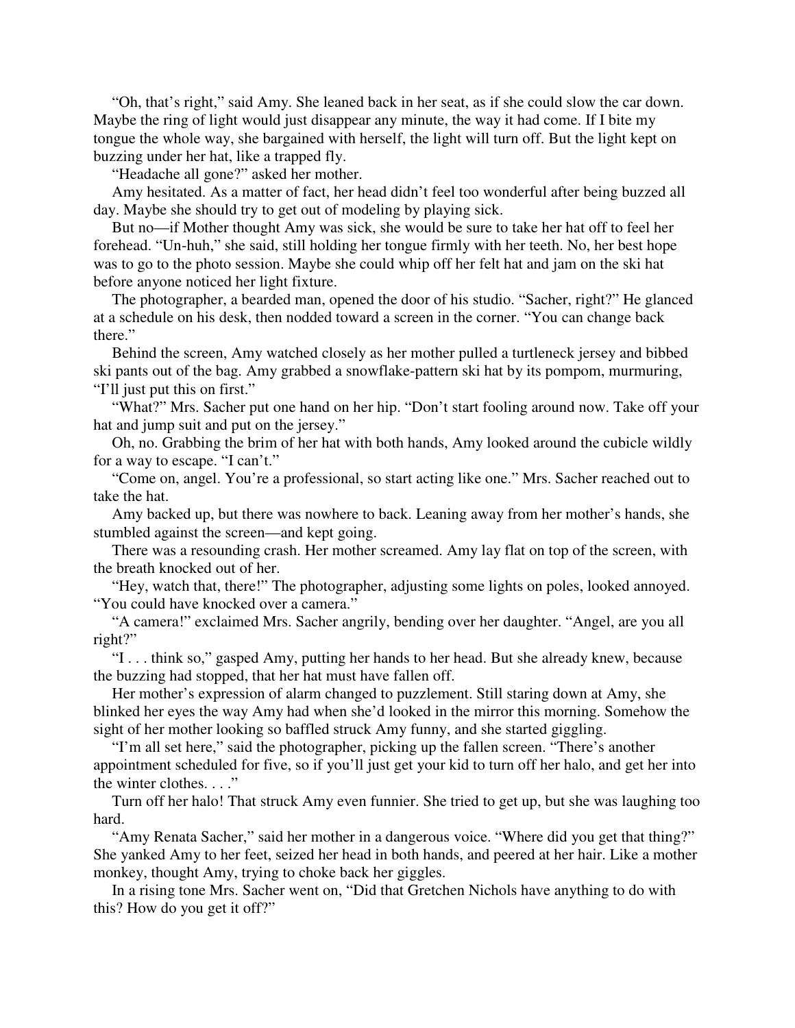"Oh, that's right," said Amy. She leaned back in her seat, as if she could slow the car down. Maybe the ring of light would just disappear any minute, the way it had come. If I bite my tongue the whole way, she bargained with herself, the light will turn off. But the light kept on buzzing under her hat, like a trapped fly.

"Headache all gone?" asked her mother.

Amy hesitated. As a matter of fact, her head didn't feel too wonderful after being buzzed all day. Maybe she should try to get out of modeling by playing sick.

But no—if Mother thought Amy was sick, she would be sure to take her hat off to feel her forehead. "Un-huh," she said, still holding her tongue firmly with her teeth. No, her best hope was to go to the photo session. Maybe she could whip off her felt hat and jam on the ski hat before anyone noticed her light fixture.

The photographer, a bearded man, opened the door of his studio. "Sacher, right?" He glanced at a schedule on his desk, then nodded toward a screen in the corner. "You can change back there."

Behind the screen, Amy watched closely as her mother pulled a turtleneck jersey and bibbed ski pants out of the bag. Amy grabbed a snowflake-pattern ski hat by its pompom, murmuring, "I'll just put this on first."

"What?" Mrs. Sacher put one hand on her hip. "Don't start fooling around now. Take off your hat and jump suit and put on the jersey."

Oh, no. Grabbing the brim of her hat with both hands, Amy looked around the cubicle wildly for a way to escape. "I can't."

"Come on, angel. You're a professional, so start acting like one." Mrs. Sacher reached out to take the hat.

Amy backed up, but there was nowhere to back. Leaning away from her mother's hands, she stumbled against the screen—and kept going.

There was a resounding crash. Her mother screamed. Amy lay flat on top of the screen, with the breath knocked out of her.

"Hey, watch that, there!" The photographer, adjusting some lights on poles, looked annoyed. "You could have knocked over a camera."

"A camera!" exclaimed Mrs. Sacher angrily, bending over her daughter. "Angel, are you all right?"

"I . . . think so," gasped Amy, putting her hands to her head. But she already knew, because the buzzing had stopped, that her hat must have fallen off.

Her mother's expression of alarm changed to puzzlement. Still staring down at Amy, she blinked her eyes the way Amy had when she'd looked in the mirror this morning. Somehow the sight of her mother looking so baffled struck Amy funny, and she started giggling.

"I'm all set here," said the photographer, picking up the fallen screen. "There's another appointment scheduled for five, so if you'll just get your kid to turn off her halo, and get her into the winter clothes. . . ."

Turn off her halo! That struck Amy even funnier. She tried to get up, but she was laughing too hard.

"Amy Renata Sacher," said her mother in a dangerous voice. "Where did you get that thing?" She yanked Amy to her feet, seized her head in both hands, and peered at her hair. Like a mother monkey, thought Amy, trying to choke back her giggles.

In a rising tone Mrs. Sacher went on, "Did that Gretchen Nichols have anything to do with this? How do you get it off?"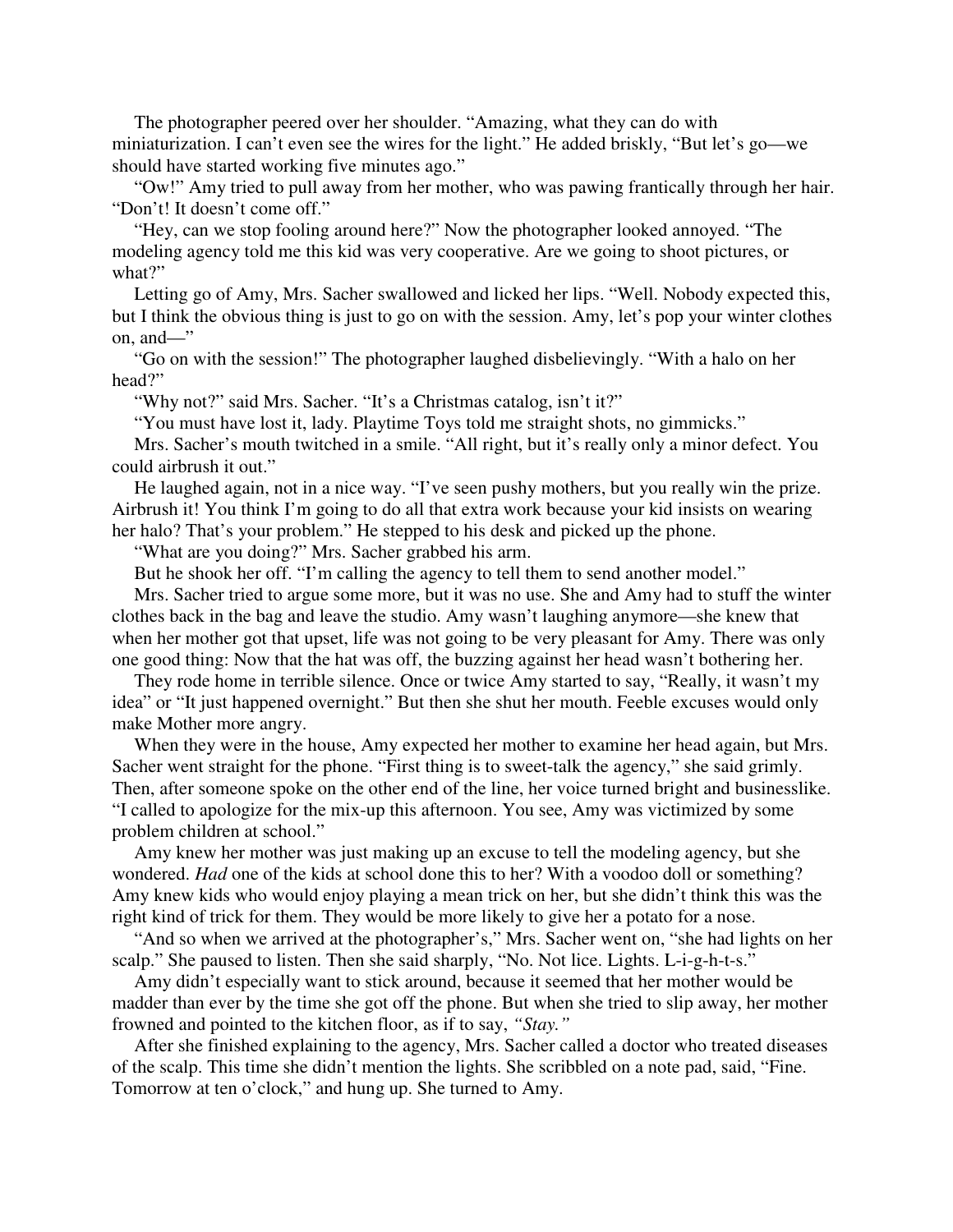The photographer peered over her shoulder. "Amazing, what they can do with miniaturization. I can't even see the wires for the light." He added briskly, "But let's go—we should have started working five minutes ago."

"Ow!" Amy tried to pull away from her mother, who was pawing frantically through her hair. "Don't! It doesn't come off."

"Hey, can we stop fooling around here?" Now the photographer looked annoyed. "The modeling agency told me this kid was very cooperative. Are we going to shoot pictures, or what?"

Letting go of Amy, Mrs. Sacher swallowed and licked her lips. "Well. Nobody expected this, but I think the obvious thing is just to go on with the session. Amy, let's pop your winter clothes on, and—"

"Go on with the session!" The photographer laughed disbelievingly. "With a halo on her head?"

"Why not?" said Mrs. Sacher. "It's a Christmas catalog, isn't it?"

"You must have lost it, lady. Playtime Toys told me straight shots, no gimmicks."

Mrs. Sacher's mouth twitched in a smile. "All right, but it's really only a minor defect. You could airbrush it out."

He laughed again, not in a nice way. "I've seen pushy mothers, but you really win the prize. Airbrush it! You think I'm going to do all that extra work because your kid insists on wearing her halo? That's your problem." He stepped to his desk and picked up the phone.

"What are you doing?" Mrs. Sacher grabbed his arm.

But he shook her off. "I'm calling the agency to tell them to send another model."

Mrs. Sacher tried to argue some more, but it was no use. She and Amy had to stuff the winter clothes back in the bag and leave the studio. Amy wasn't laughing anymore—she knew that when her mother got that upset, life was not going to be very pleasant for Amy. There was only one good thing: Now that the hat was off, the buzzing against her head wasn't bothering her.

They rode home in terrible silence. Once or twice Amy started to say, "Really, it wasn't my idea" or "It just happened overnight." But then she shut her mouth. Feeble excuses would only make Mother more angry.

When they were in the house, Amy expected her mother to examine her head again, but Mrs. Sacher went straight for the phone. "First thing is to sweet-talk the agency," she said grimly. Then, after someone spoke on the other end of the line, her voice turned bright and businesslike. "I called to apologize for the mix-up this afternoon. You see, Amy was victimized by some problem children at school."

Amy knew her mother was just making up an excuse to tell the modeling agency, but she wondered. *Had* one of the kids at school done this to her? With a voodoo doll or something? Amy knew kids who would enjoy playing a mean trick on her, but she didn't think this was the right kind of trick for them. They would be more likely to give her a potato for a nose.

"And so when we arrived at the photographer's," Mrs. Sacher went on, "she had lights on her scalp." She paused to listen. Then she said sharply, "No. Not lice. Lights. L-i-g-h-t-s."

Amy didn't especially want to stick around, because it seemed that her mother would be madder than ever by the time she got off the phone. But when she tried to slip away, her mother frowned and pointed to the kitchen floor, as if to say, *"Stay."*

After she finished explaining to the agency, Mrs. Sacher called a doctor who treated diseases of the scalp. This time she didn't mention the lights. She scribbled on a note pad, said, "Fine. Tomorrow at ten o'clock," and hung up. She turned to Amy.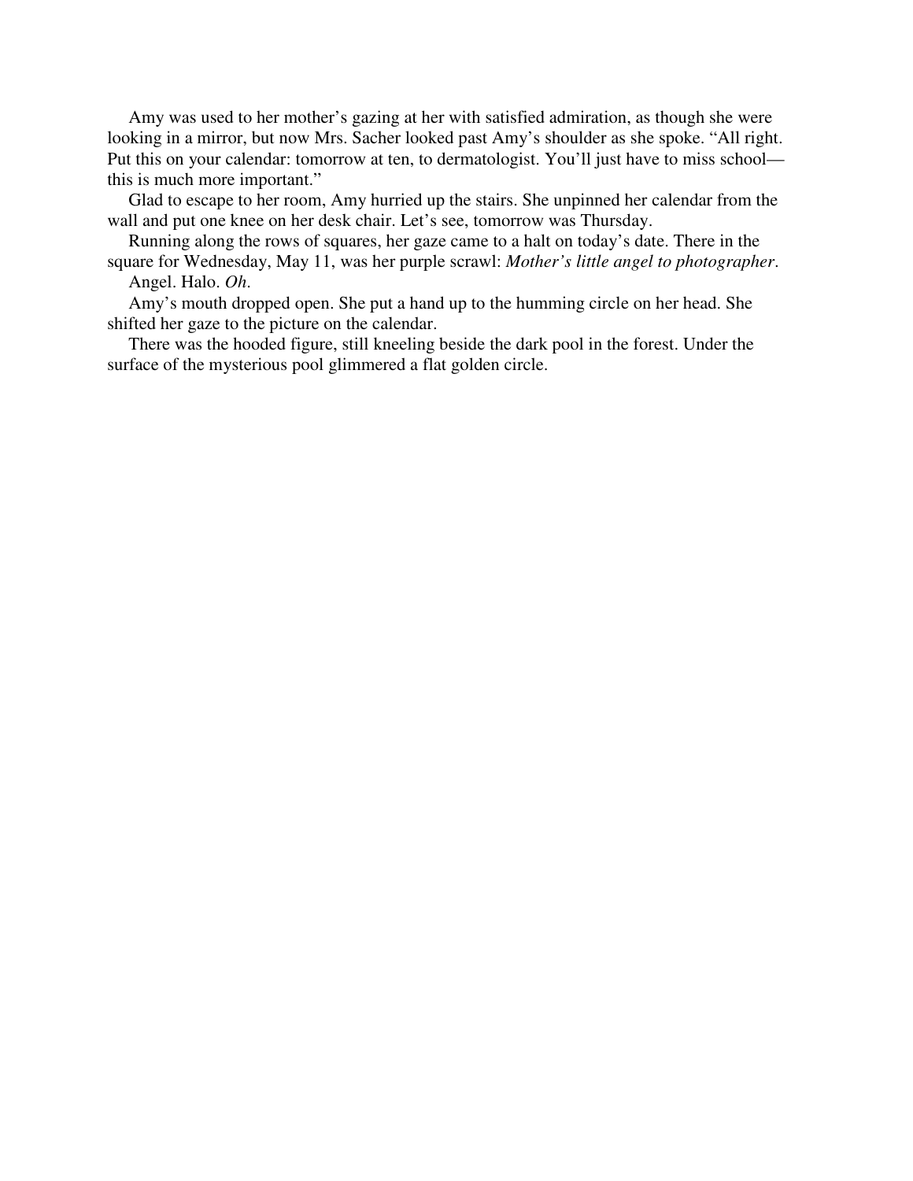Amy was used to her mother's gazing at her with satisfied admiration, as though she were looking in a mirror, but now Mrs. Sacher looked past Amy's shoulder as she spoke. "All right. Put this on your calendar: tomorrow at ten, to dermatologist. You'll just have to miss school—this is much more important."

Glad to escape to her room, Amy hurried up the stairs. She unpinned her calendar from the wall and put one knee on her desk chair. Let's see, tomorrow was Thursday.

Running along the rows of squares, her gaze came to a halt on today's date. There in the square for Wednesday, May 11, was her purple scrawl: *Mother's little angel to photographer*.

Angel. Halo. *Oh*.

Amy's mouth dropped open. She put a hand up to the humming circle on her head. She shifted her gaze to the picture on the calendar.

There was the hooded figure, still kneeling beside the dark pool in the forest. Under the surface of the mysterious pool glimmered a flat golden circle.